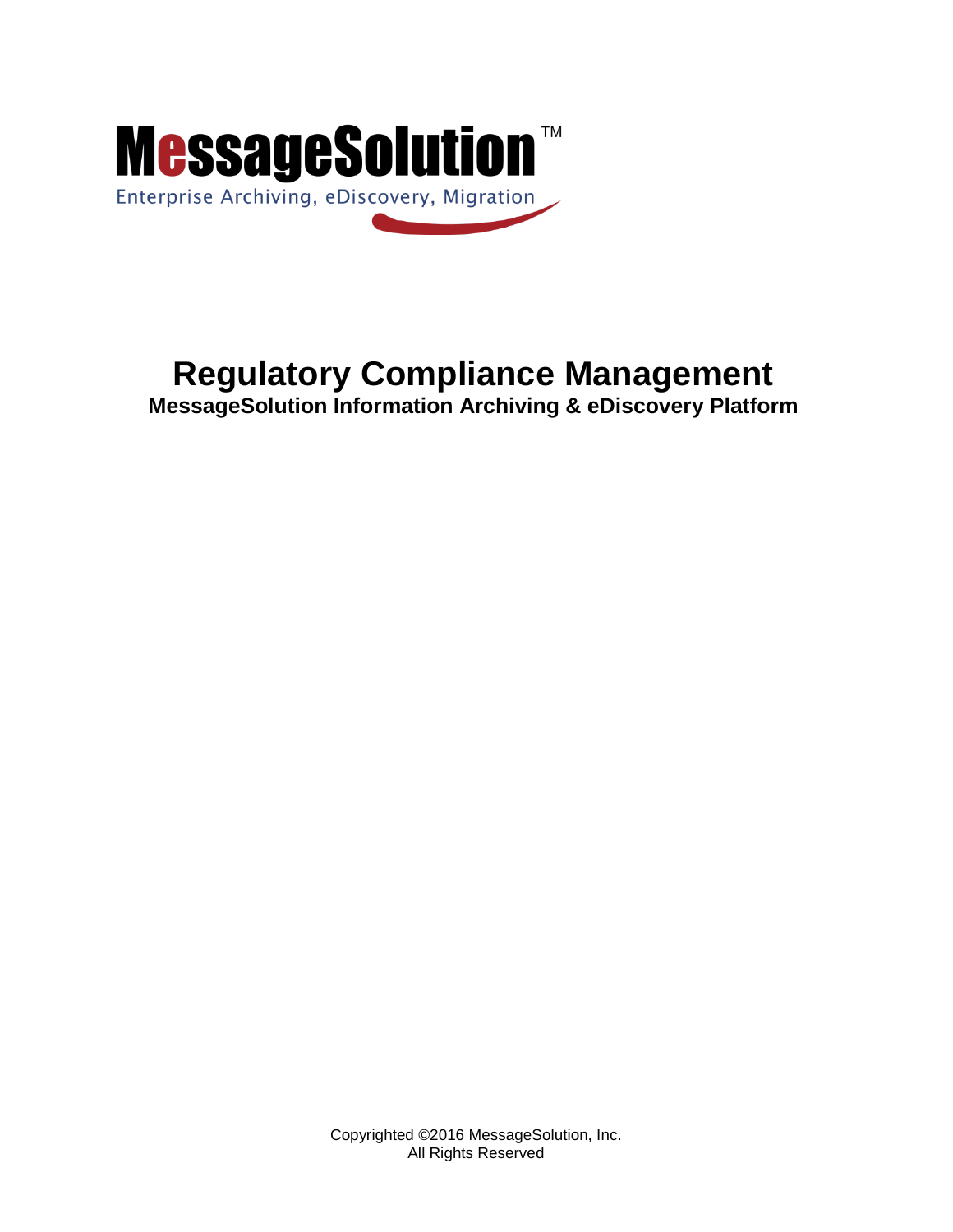MessageSolution™

Enterprise Archiving, eDiscovery, Migration

# Regulatory Compliance Management

**MessageSolution Information Archiving & eDiscovery Platform**

Copyrighted ©2016 MessageSolution, Inc.
All Rights Reserved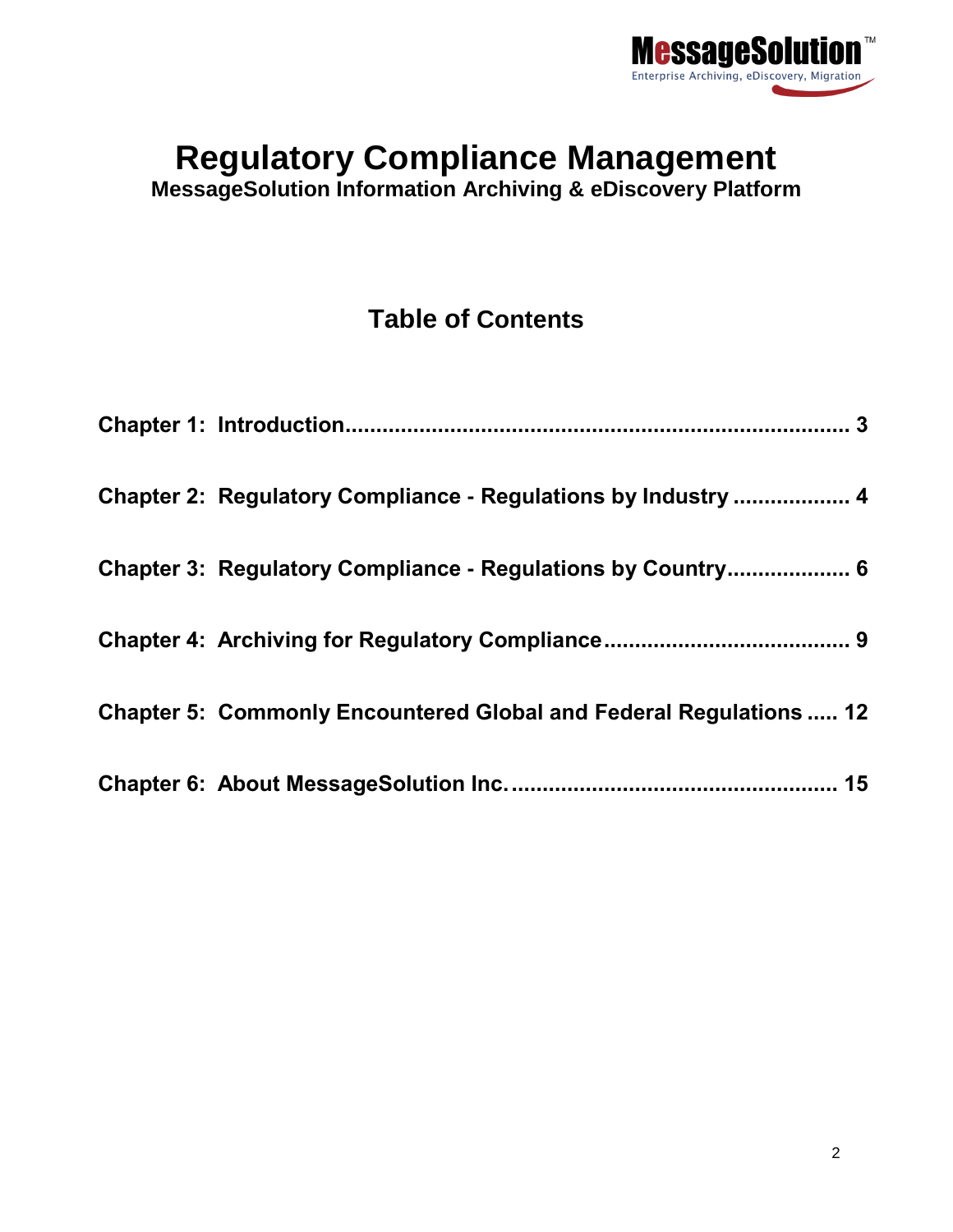# Regulatory Compliance Management

**MessageSolution Information Archiving & eDiscovery Platform**

## Table of Contents

**Chapter 1: Introduction .......... 3**

**Chapter 2: Regulatory Compliance - Regulations by Industry .......... 4**

**Chapter 3: Regulatory Compliance - Regulations by Country .......... 6**

**Chapter 4: Archiving for Regulatory Compliance .......... 9**

**Chapter 5: Commonly Encountered Global and Federal Regulations .......... 12**

**Chapter 6: About MessageSolution Inc. .......... 15**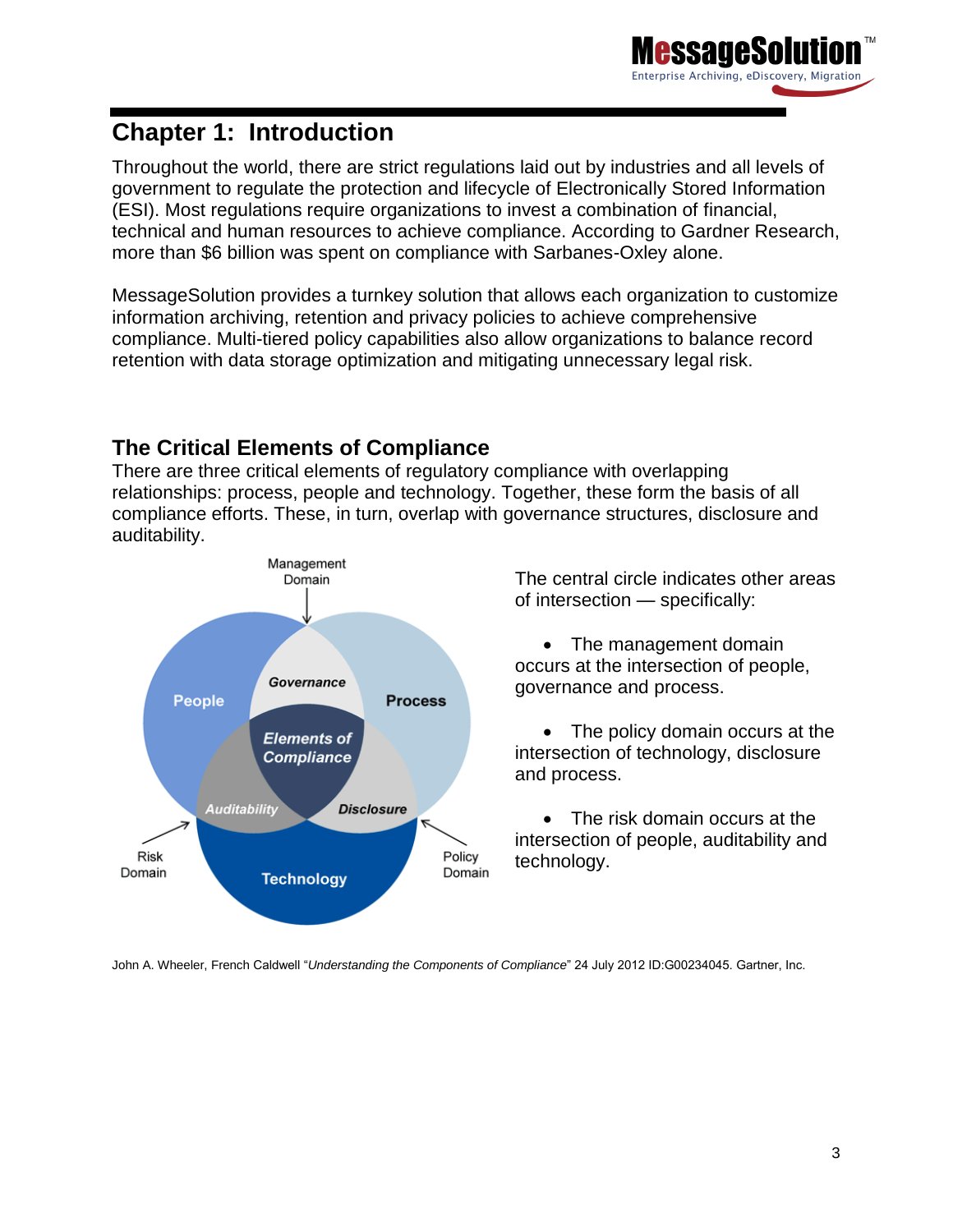# Chapter 1: Introduction

Throughout the world, there are strict regulations laid out by industries and all levels of government to regulate the protection and lifecycle of Electronically Stored Information (ESI). Most regulations require organizations to invest a combination of financial, technical and human resources to achieve compliance. According to Gardner Research, more than $6 billion was spent on compliance with Sarbanes-Oxley alone.

MessageSolution provides a turnkey solution that allows each organization to customize information archiving, retention and privacy policies to achieve comprehensive compliance. Multi-tiered policy capabilities also allow organizations to balance record retention with data storage optimization and mitigating unnecessary legal risk.

## The Critical Elements of Compliance

There are three critical elements of regulatory compliance with overlapping relationships: process, people and technology. Together, these form the basis of all compliance efforts. These, in turn, overlap with governance structures, disclosure and auditability.

Management Domain

People | Governance | Process | Elements of Compliance | Auditability | Disclosure | Technology

Risk Domain | Policy Domain

The central circle indicates other areas of intersection — specifically:

- The management domain occurs at the intersection of people, governance and process.
- The policy domain occurs at the intersection of technology, disclosure and process.
- The risk domain occurs at the intersection of people, auditability and technology.

John A. Wheeler, French Caldwell "*Understanding the Components of Compliance*" 24 July 2012 ID:G00234045. Gartner, Inc.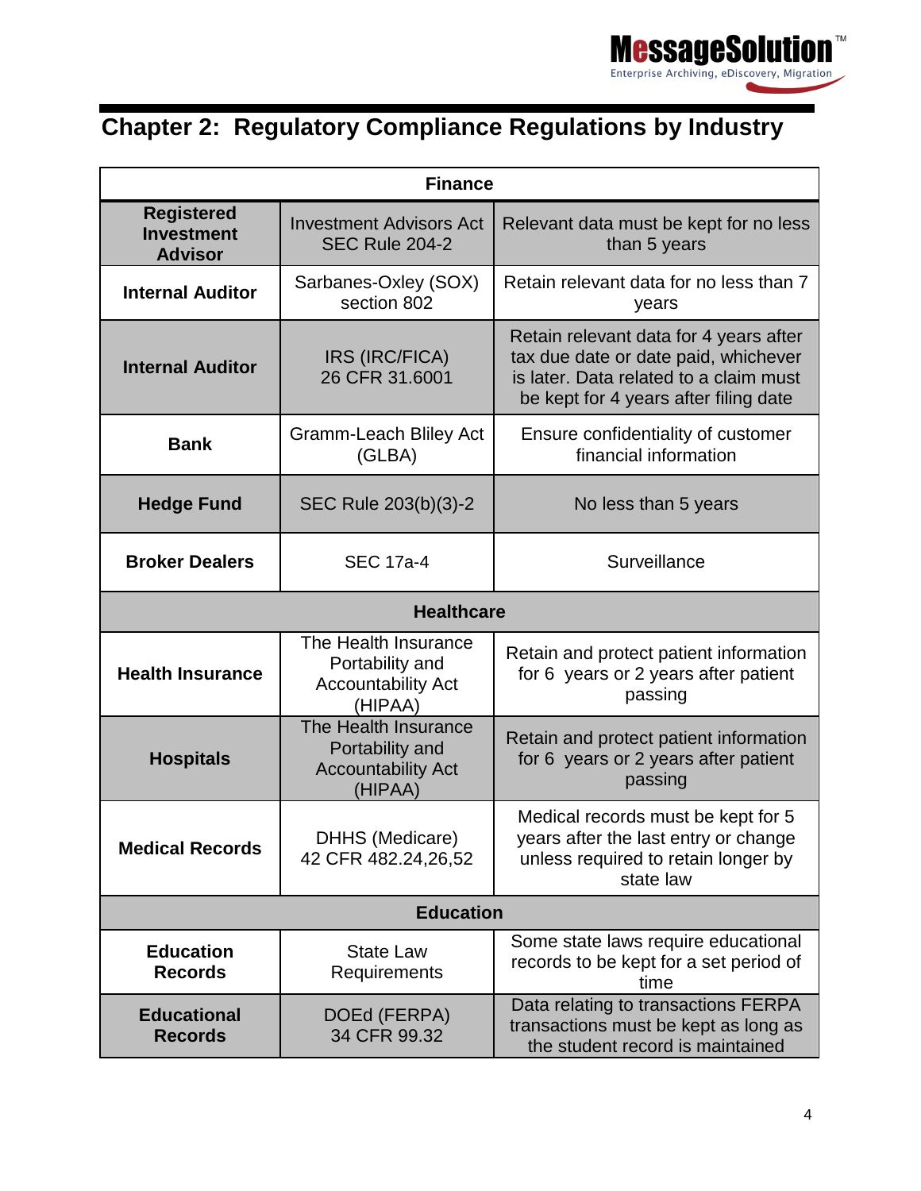## Chapter 2: Regulatory Compliance Regulations by Industry

| Finance | | |
|---|---|---|
| **Registered Investment Advisor** | Investment Advisors Act SEC Rule 204-2 | Relevant data must be kept for no less than 5 years |
| **Internal Auditor** | Sarbanes-Oxley (SOX) section 802 | Retain relevant data for no less than 7 years |
| **Internal Auditor** | IRS (IRC/FICA) 26 CFR 31.6001 | Retain relevant data for 4 years after tax due date or date paid, whichever is later. Data related to a claim must be kept for 4 years after filing date |
| **Bank** | Gramm-Leach Bliley Act (GLBA) | Ensure confidentiality of customer financial information |
| **Hedge Fund** | SEC Rule 203(b)(3)-2 | No less than 5 years |
| **Broker Dealers** | SEC 17a-4 | Surveillance |
| **Healthcare** | | |
| **Health Insurance** | The Health Insurance Portability and Accountability Act (HIPAA) | Retain and protect patient information for 6 years or 2 years after patient passing |
| **Hospitals** | The Health Insurance Portability and Accountability Act (HIPAA) | Retain and protect patient information for 6 years or 2 years after patient passing |
| **Medical Records** | DHHS (Medicare) 42 CFR 482.24,26,52 | Medical records must be kept for 5 years after the last entry or change unless required to retain longer by state law |
| **Education** | | |
| **Education Records** | State Law Requirements | Some state laws require educational records to be kept for a set period of time |
| **Educational Records** | DOEd (FERPA) 34 CFR 99.32 | Data relating to transactions FERPA transactions must be kept as long as the student record is maintained |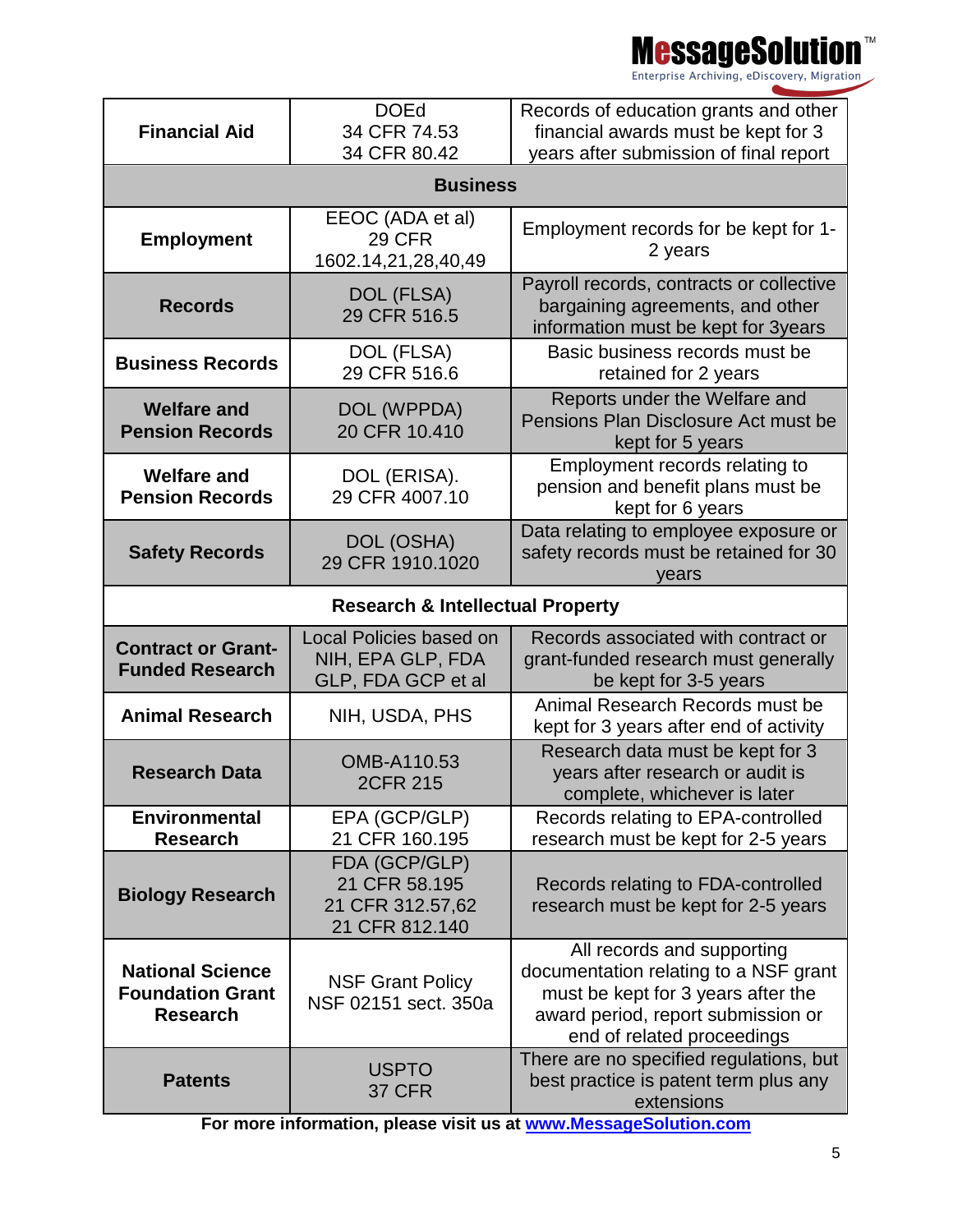| Financial Aid | DOEd<br>34 CFR 74.53<br>34 CFR 80.42 | Records of education grants and other financial awards must be kept for 3 years after submission of final report |
|---|---|---|
| **Business** | | |
| **Employment** | EEOC (ADA et al)<br>29 CFR<br>1602.14,21,28,40,49 | Employment records for be kept for 1-2 years |
| **Records** | DOL (FLSA)<br>29 CFR 516.5 | Payroll records, contracts or collective bargaining agreements, and other information must be kept for 3years |
| **Business Records** | DOL (FLSA)<br>29 CFR 516.6 | Basic business records must be retained for 2 years |
| **Welfare and Pension Records** | DOL (WPPDA)<br>20 CFR 10.410 | Reports under the Welfare and Pensions Plan Disclosure Act must be kept for 5 years |
| **Welfare and Pension Records** | DOL (ERISA).<br>29 CFR 4007.10 | Employment records relating to pension and benefit plans must be kept for 6 years |
| **Safety Records** | DOL (OSHA)<br>29 CFR 1910.1020 | Data relating to employee exposure or safety records must be retained for 30 years |
| **Research & Intellectual Property** | | |
| **Contract or Grant-Funded Research** | Local Policies based on NIH, EPA GLP, FDA GLP, FDA GCP et al | Records associated with contract or grant-funded research must generally be kept for 3-5 years |
| **Animal Research** | NIH, USDA, PHS | Animal Research Records must be kept for 3 years after end of activity |
| **Research Data** | OMB-A110.53<br>2CFR 215 | Research data must be kept for 3 years after research or audit is complete, whichever is later |
| **Environmental Research** | EPA (GCP/GLP)<br>21 CFR 160.195 | Records relating to EPA-controlled research must be kept for 2-5 years |
| **Biology Research** | FDA (GCP/GLP)<br>21 CFR 58.195<br>21 CFR 312.57,62<br>21 CFR 812.140 | Records relating to FDA-controlled research must be kept for 2-5 years |
| **National Science Foundation Grant Research** | NSF Grant Policy<br>NSF 02151 sect. 350a | All records and supporting documentation relating to a NSF grant must be kept for 3 years after the award period, report submission or end of related proceedings |
| **Patents** | USPTO<br>37 CFR | There are no specified regulations, but best practice is patent term plus any extensions |

**For more information, please visit us at [www.MessageSolution.com](www.MessageSolution.com)**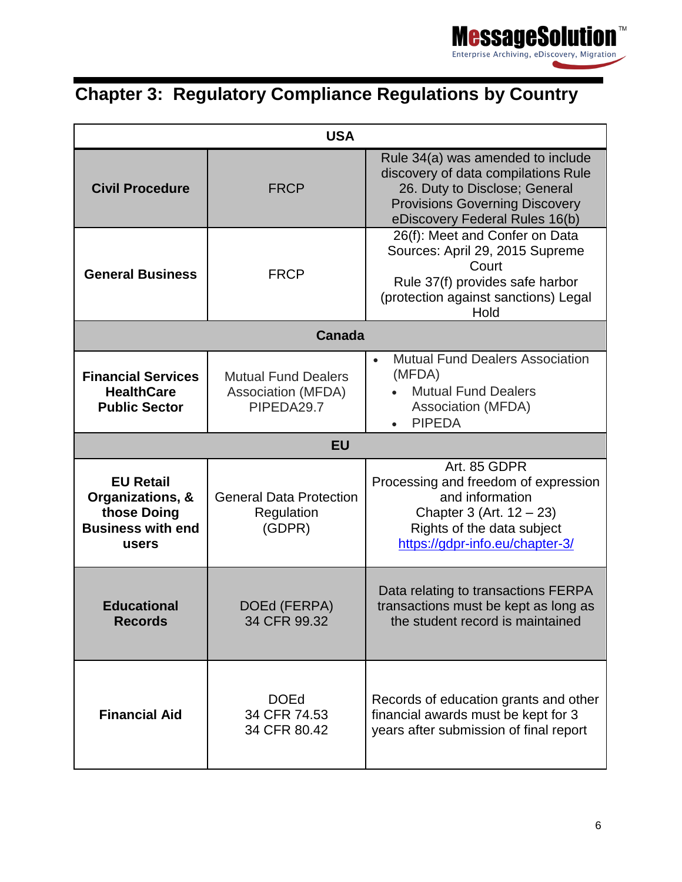# Chapter 3: Regulatory Compliance Regulations by Country

| USA | | |
|---|---|---|
| **Civil Procedure** | FRCP | Rule 34(a) was amended to include discovery of data compilations Rule 26. Duty to Disclose; General Provisions Governing Discovery eDiscovery Federal Rules 16(b) |
| **General Business** | FRCP | 26(f): Meet and Confer on Data Sources: April 29, 2015 Supreme Court<br>Rule 37(f) provides safe harbor (protection against sanctions) Legal Hold |
| **Canada** | | |
| **Financial Services HealthCare Public Sector** | Mutual Fund Dealers Association (MFDA) PIPEDA29.7 | • Mutual Fund Dealers Association (MFDA)<br>• Mutual Fund Dealers Association (MFDA)<br>• PIPEDA |
| **EU** | | |
| **EU Retail Organizations, & those Doing Business with end users** | General Data Protection Regulation (GDPR) | Art. 85 GDPR<br>Processing and freedom of expression and information<br>Chapter 3 (Art. 12 – 23)<br>Rights of the data subject<br>https://gdpr-info.eu/chapter-3/ |
| **Educational Records** | DOEd (FERPA)<br>34 CFR 99.32 | Data relating to transactions FERPA transactions must be kept as long as the student record is maintained |
| **Financial Aid** | DOEd<br>34 CFR 74.53<br>34 CFR 80.42 | Records of education grants and other financial awards must be kept for 3 years after submission of final report |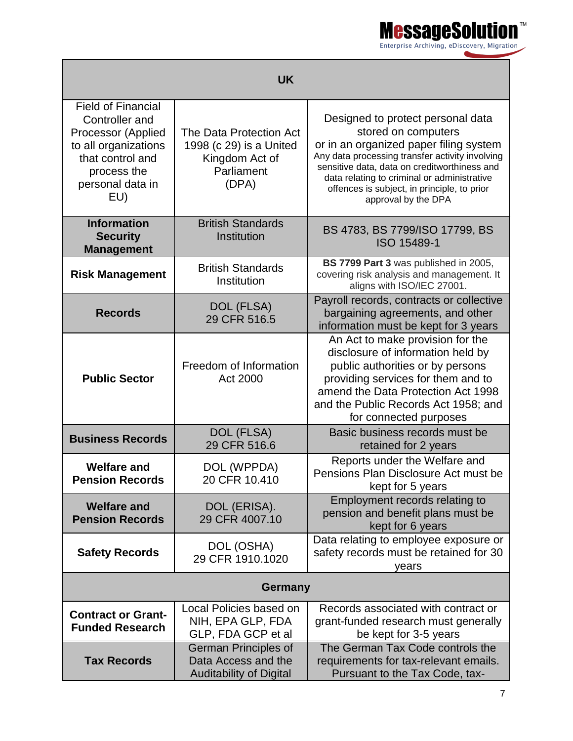| UK | | |
|---|---|---|
| Field of Financial Controller and Processor (Applied to all organizations that control and process the personal data in EU) | The Data Protection Act 1998 (c 29) is a United Kingdom Act of Parliament (DPA) | Designed to protect personal data stored on computers or in an organized paper filing system Any data processing transfer activity involving sensitive data, data on creditworthiness and data relating to criminal or administrative offences is subject, in principle, to prior approval by the DPA |
| **Information Security Management** | British Standards Institution | BS 4783, BS 7799/ISO 17799, BS ISO 15489-1 |
| **Risk Management** | British Standards Institution | **BS 7799 Part 3** was published in 2005, covering risk analysis and management. It aligns with ISO/IEC 27001. |
| **Records** | DOL (FLSA) 29 CFR 516.5 | Payroll records, contracts or collective bargaining agreements, and other information must be kept for 3 years |
| **Public Sector** | Freedom of Information Act 2000 | An Act to make provision for the disclosure of information held by public authorities or by persons providing services for them and to amend the Data Protection Act 1998 and the Public Records Act 1958; and for connected purposes |
| **Business Records** | DOL (FLSA) 29 CFR 516.6 | Basic business records must be retained for 2 years |
| **Welfare and Pension Records** | DOL (WPPDA) 20 CFR 10.410 | Reports under the Welfare and Pensions Plan Disclosure Act must be kept for 5 years |
| **Welfare and Pension Records** | DOL (ERISA). 29 CFR 4007.10 | Employment records relating to pension and benefit plans must be kept for 6 years |
| **Safety Records** | DOL (OSHA) 29 CFR 1910.1020 | Data relating to employee exposure or safety records must be retained for 30 years |
| **Germany** | | |
| **Contract or Grant-Funded Research** | Local Policies based on NIH, EPA GLP, FDA GLP, FDA GCP et al | Records associated with contract or grant-funded research must generally be kept for 3-5 years |
| **Tax Records** | German Principles of Data Access and the Auditability of Digital | The German Tax Code controls the requirements for tax-relevant emails. Pursuant to the Tax Code, tax- |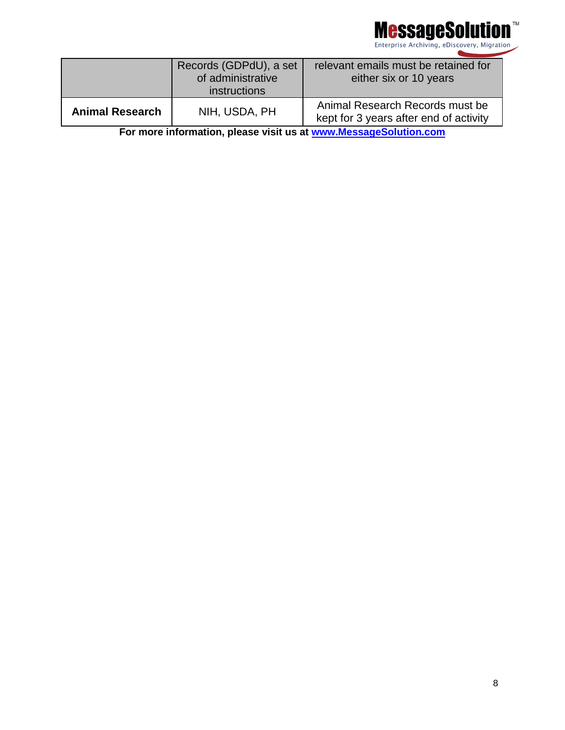| | | |
|---|---|---|
| | Records (GDPdU), a set of administrative instructions | relevant emails must be retained for either six or 10 years |
| **Animal Research** | NIH, USDA, PH | Animal Research Records must be kept for 3 years after end of activity |

**For more information, please visit us at [www.MessageSolution.com](http://www.MessageSolution.com)**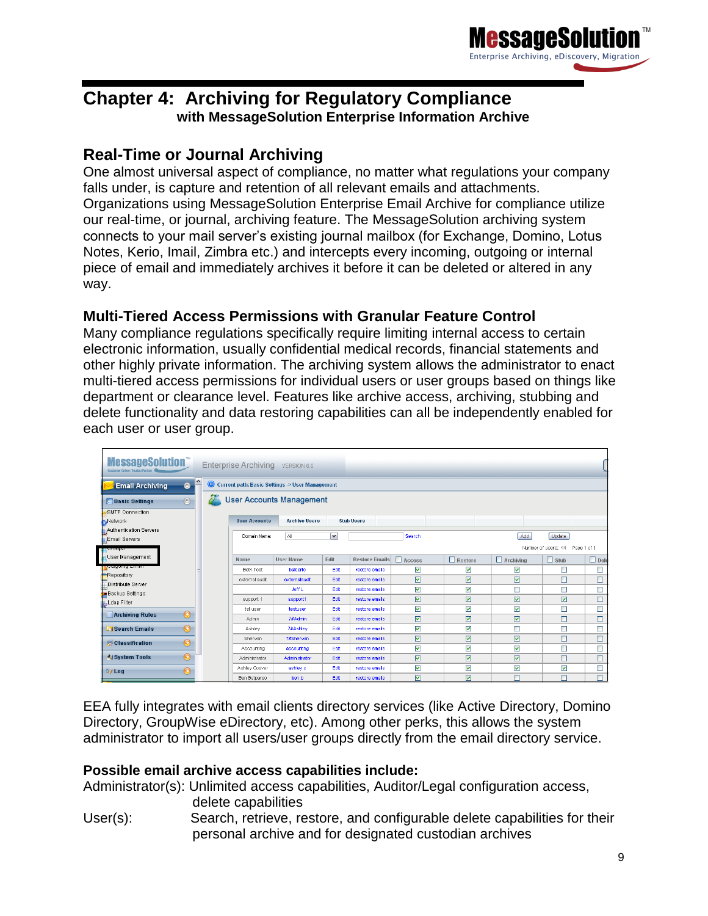# Chapter 4: Archiving for Regulatory Compliance

**with MessageSolution Enterprise Information Archive**

## Real-Time or Journal Archiving

One almost universal aspect of compliance, no matter what regulations your company falls under, is capture and retention of all relevant emails and attachments. Organizations using MessageSolution Enterprise Email Archive for compliance utilize our real-time, or journal, archiving feature. The MessageSolution archiving system connects to your mail server's existing journal mailbox (for Exchange, Domino, Lotus Notes, Kerio, Imail, Zimbra etc.) and intercepts every incoming, outgoing or internal piece of email and immediately archives it before it can be deleted or altered in any way.

### Multi-Tiered Access Permissions with Granular Feature Control

Many compliance regulations specifically require limiting internal access to certain electronic information, usually confidential medical records, financial statements and other highly private information. The archiving system allows the administrator to enact multi-tiered access permissions for individual users or user groups based on things like department or clearance level. Features like archive access, archiving, stubbing and delete functionality and data restoring capabilities can all be independently enabled for each user or user group.

EEA fully integrates with email clients directory services (like Active Directory, Domino Directory, GroupWise eDirectory, etc). Among other perks, this allows the system administrator to import all users/user groups directly from the email directory service.

**Possible email archive access capabilities include:**

Administrator(s): Unlimited access capabilities, Auditor/Legal configuration access, delete capabilities

User(s): Search, retrieve, restore, and configurable delete capabilities for their personal archive and for designated custodian archives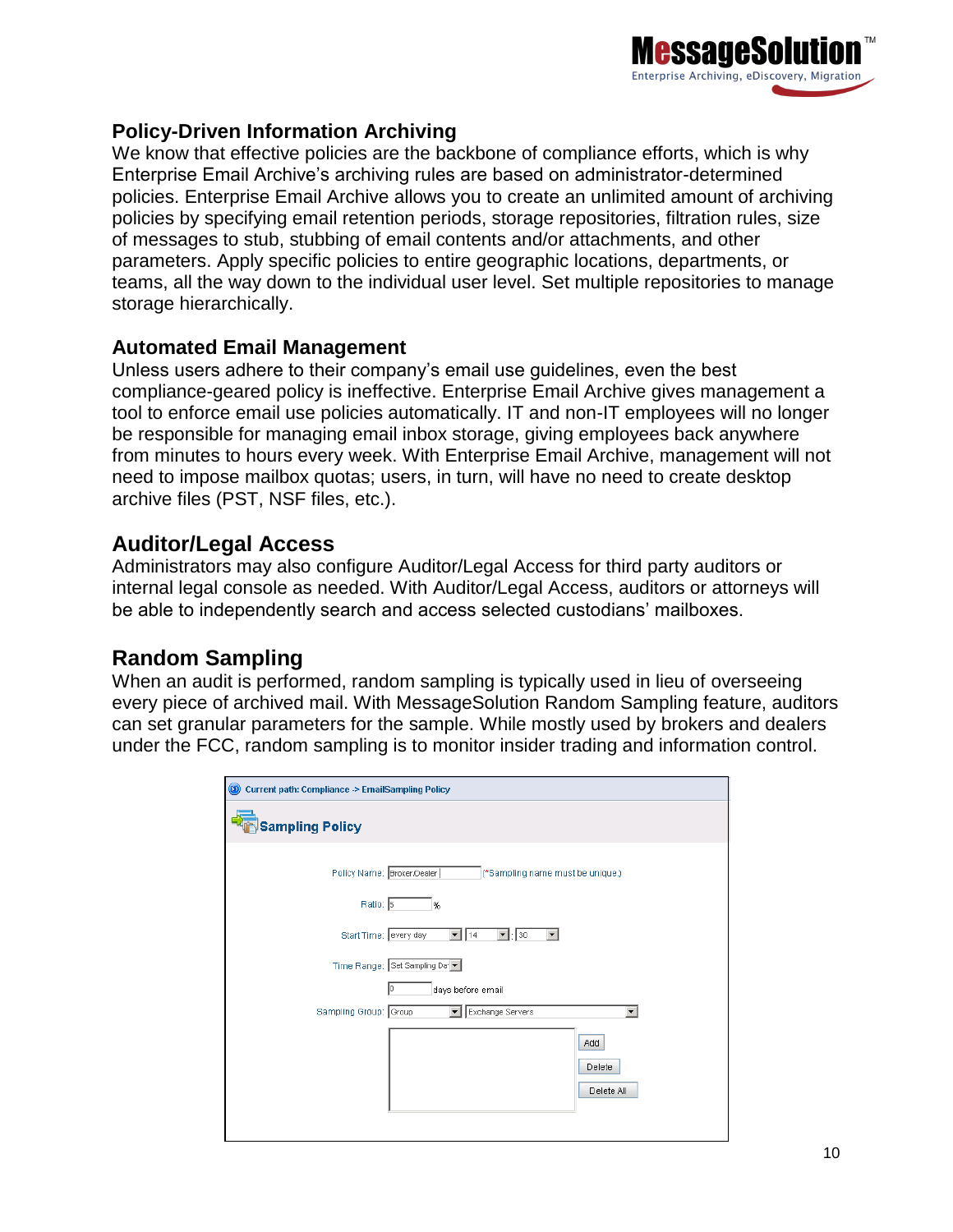## Policy-Driven Information Archiving

We know that effective policies are the backbone of compliance efforts, which is why Enterprise Email Archive's archiving rules are based on administrator-determined policies. Enterprise Email Archive allows you to create an unlimited amount of archiving policies by specifying email retention periods, storage repositories, filtration rules, size of messages to stub, stubbing of email contents and/or attachments, and other parameters. Apply specific policies to entire geographic locations, departments, or teams, all the way down to the individual user level. Set multiple repositories to manage storage hierarchically.

## Automated Email Management

Unless users adhere to their company's email use guidelines, even the best compliance-geared policy is ineffective. Enterprise Email Archive gives management a tool to enforce email use policies automatically. IT and non-IT employees will no longer be responsible for managing email inbox storage, giving employees back anywhere from minutes to hours every week. With Enterprise Email Archive, management will not need to impose mailbox quotas; users, in turn, will have no need to create desktop archive files (PST, NSF files, etc.).

## Auditor/Legal Access

Administrators may also configure Auditor/Legal Access for third party auditors or internal legal console as needed. With Auditor/Legal Access, auditors or attorneys will be able to independently search and access selected custodians' mailboxes.

## Random Sampling

When an audit is performed, random sampling is typically used in lieu of overseeing every piece of archived mail. With MessageSolution Random Sampling feature, auditors can set granular parameters for the sample. While mostly used by brokers and dealers under the FCC, random sampling is to monitor insider trading and information control.

Current path: Compliance -> EmailSampling Policy

**Sampling Policy**

Policy Name: Broker/Dealer (*Sampling name must be unique.)

Ratio: 5 %

Start Time: every day 14 : 30

Time Range: Set Sampling Da

0 days before email

Sampling Group: Group Exchange Servers

Add

Delete

Delete All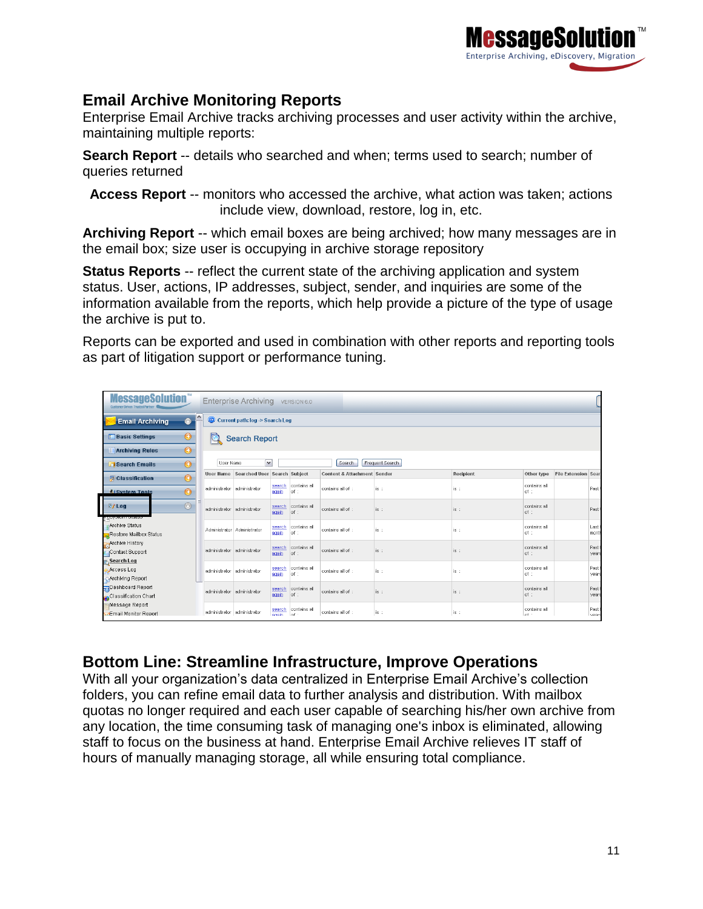## Email Archive Monitoring Reports

Enterprise Email Archive tracks archiving processes and user activity within the archive, maintaining multiple reports:

**Search Report** -- details who searched and when; terms used to search; number of queries returned

**Access Report** -- monitors who accessed the archive, what action was taken; actions include view, download, restore, log in, etc.

**Archiving Report** -- which email boxes are being archived; how many messages are in the email box; size user is occupying in archive storage repository

**Status Reports** -- reflect the current state of the archiving application and system status. User, actions, IP addresses, subject, sender, and inquiries are some of the information available from the reports, which help provide a picture of the type of usage the archive is put to.

Reports can be exported and used in combination with other reports and reporting tools as part of litigation support or performance tuning.

## Bottom Line: Streamline Infrastructure, Improve Operations

With all your organization's data centralized in Enterprise Email Archive's collection folders, you can refine email data to further analysis and distribution. With mailbox quotas no longer required and each user capable of searching his/her own archive from any location, the time consuming task of managing one's inbox is eliminated, allowing staff to focus on the business at hand. Enterprise Email Archive relieves IT staff of hours of manually managing storage, all while ensuring total compliance.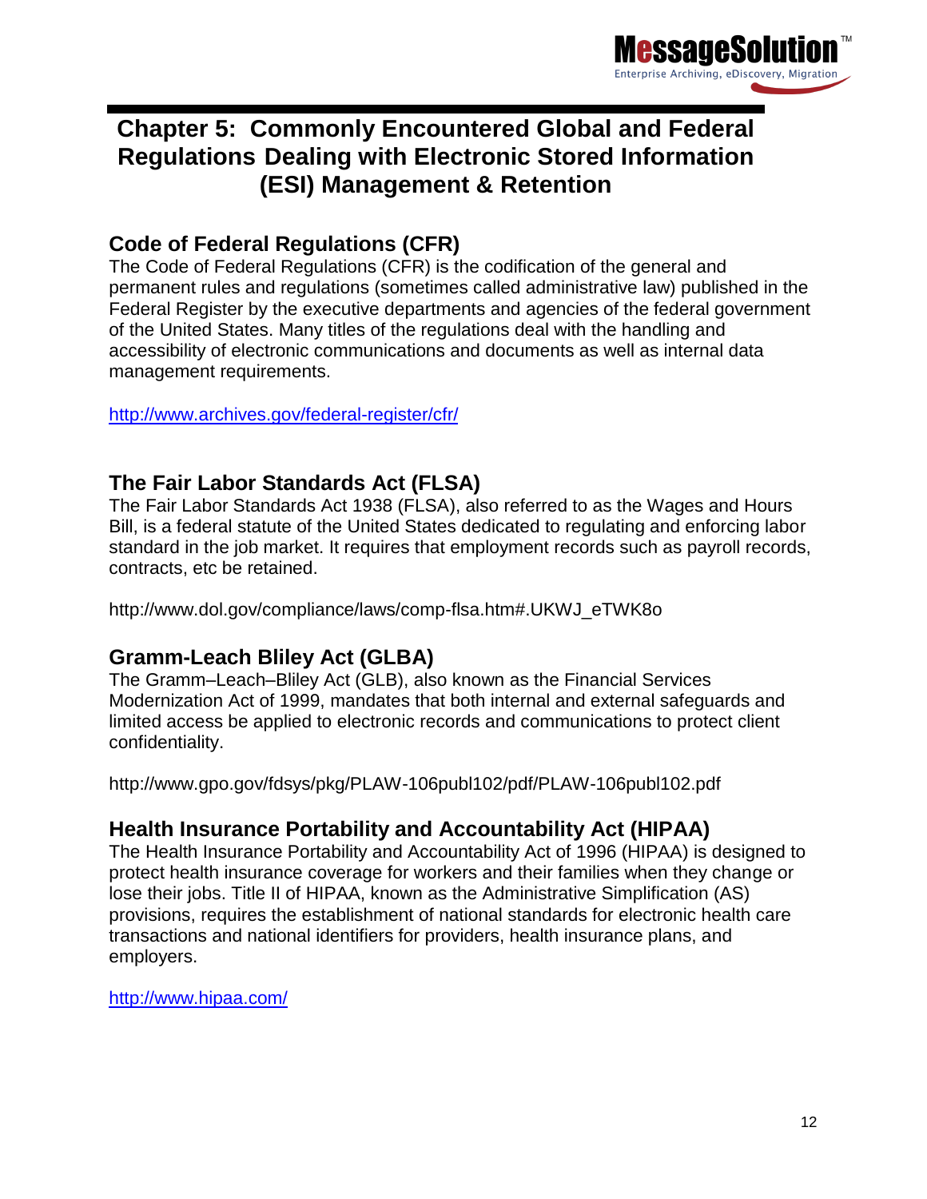# Chapter 5: Commonly Encountered Global and Federal Regulations Dealing with Electronic Stored Information (ESI) Management & Retention

## Code of Federal Regulations (CFR)

The Code of Federal Regulations (CFR) is the codification of the general and permanent rules and regulations (sometimes called administrative law) published in the Federal Register by the executive departments and agencies of the federal government of the United States. Many titles of the regulations deal with the handling and accessibility of electronic communications and documents as well as internal data management requirements.

http://www.archives.gov/federal-register/cfr/

## The Fair Labor Standards Act (FLSA)

The Fair Labor Standards Act 1938 (FLSA), also referred to as the Wages and Hours Bill, is a federal statute of the United States dedicated to regulating and enforcing labor standard in the job market. It requires that employment records such as payroll records, contracts, etc be retained.

http://www.dol.gov/compliance/laws/comp-flsa.htm#.UKWJ_eTWK8o

## Gramm-Leach Bliley Act (GLBA)

The Gramm–Leach–Bliley Act (GLB), also known as the Financial Services Modernization Act of 1999, mandates that both internal and external safeguards and limited access be applied to electronic records and communications to protect client confidentiality.

http://www.gpo.gov/fdsys/pkg/PLAW-106publ102/pdf/PLAW-106publ102.pdf

## Health Insurance Portability and Accountability Act (HIPAA)

The Health Insurance Portability and Accountability Act of 1996 (HIPAA) is designed to protect health insurance coverage for workers and their families when they change or lose their jobs. Title II of HIPAA, known as the Administrative Simplification (AS) provisions, requires the establishment of national standards for electronic health care transactions and national identifiers for providers, health insurance plans, and employers.

http://www.hipaa.com/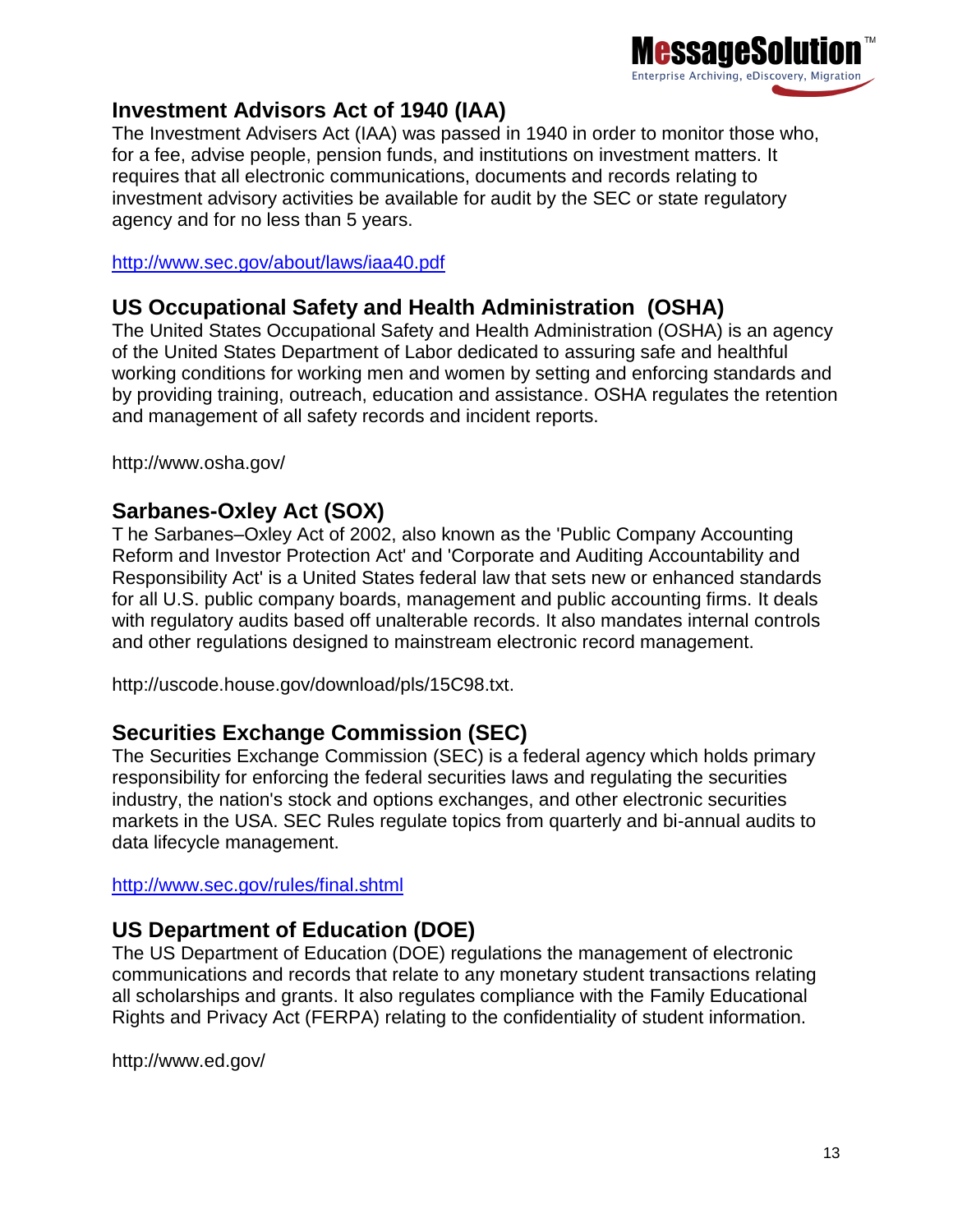## Investment Advisors Act of 1940 (IAA)

The Investment Advisers Act (IAA) was passed in 1940 in order to monitor those who, for a fee, advise people, pension funds, and institutions on investment matters. It requires that all electronic communications, documents and records relating to investment advisory activities be available for audit by the SEC or state regulatory agency and for no less than 5 years.

http://www.sec.gov/about/laws/iaa40.pdf

## US Occupational Safety and Health Administration (OSHA)

The United States Occupational Safety and Health Administration (OSHA) is an agency of the United States Department of Labor dedicated to assuring safe and healthful working conditions for working men and women by setting and enforcing standards and by providing training, outreach, education and assistance. OSHA regulates the retention and management of all safety records and incident reports.

http://www.osha.gov/

## Sarbanes-Oxley Act (SOX)

T he Sarbanes–Oxley Act of 2002, also known as the 'Public Company Accounting Reform and Investor Protection Act' and 'Corporate and Auditing Accountability and Responsibility Act' is a United States federal law that sets new or enhanced standards for all U.S. public company boards, management and public accounting firms. It deals with regulatory audits based off unalterable records. It also mandates internal controls and other regulations designed to mainstream electronic record management.

http://uscode.house.gov/download/pls/15C98.txt.

## Securities Exchange Commission (SEC)

The Securities Exchange Commission (SEC) is a federal agency which holds primary responsibility for enforcing the federal securities laws and regulating the securities industry, the nation's stock and options exchanges, and other electronic securities markets in the USA. SEC Rules regulate topics from quarterly and bi-annual audits to data lifecycle management.

http://www.sec.gov/rules/final.shtml

## US Department of Education (DOE)

The US Department of Education (DOE) regulations the management of electronic communications and records that relate to any monetary student transactions relating all scholarships and grants. It also regulates compliance with the Family Educational Rights and Privacy Act (FERPA) relating to the confidentiality of student information.

http://www.ed.gov/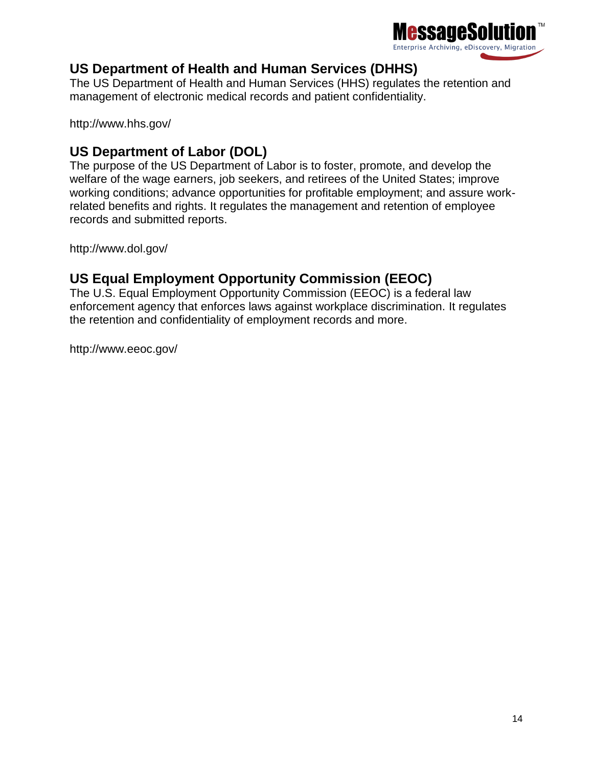## US Department of Health and Human Services (DHHS)

The US Department of Health and Human Services (HHS) regulates the retention and management of electronic medical records and patient confidentiality.

http://www.hhs.gov/

## US Department of Labor (DOL)

The purpose of the US Department of Labor is to foster, promote, and develop the welfare of the wage earners, job seekers, and retirees of the United States; improve working conditions; advance opportunities for profitable employment; and assure work-related benefits and rights. It regulates the management and retention of employee records and submitted reports.

http://www.dol.gov/

## US Equal Employment Opportunity Commission (EEOC)

The U.S. Equal Employment Opportunity Commission (EEOC) is a federal law enforcement agency that enforces laws against workplace discrimination. It regulates the retention and confidentiality of employment records and more.

http://www.eeoc.gov/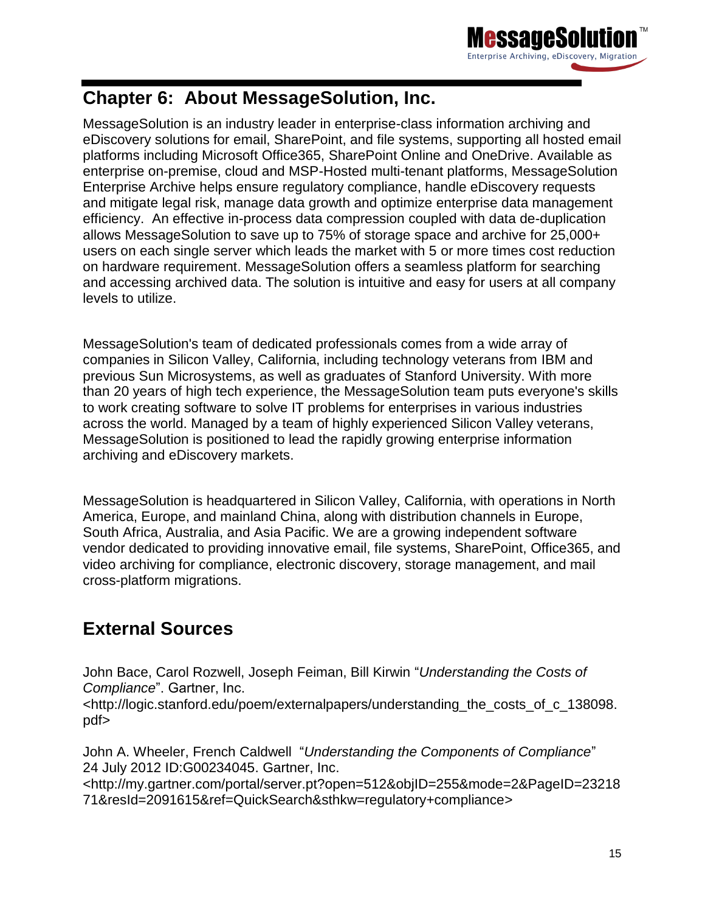## Chapter 6: About MessageSolution, Inc.

MessageSolution is an industry leader in enterprise-class information archiving and eDiscovery solutions for email, SharePoint, and file systems, supporting all hosted email platforms including Microsoft Office365, SharePoint Online and OneDrive. Available as enterprise on-premise, cloud and MSP-Hosted multi-tenant platforms, MessageSolution Enterprise Archive helps ensure regulatory compliance, handle eDiscovery requests and mitigate legal risk, manage data growth and optimize enterprise data management efficiency. An effective in-process data compression coupled with data de-duplication allows MessageSolution to save up to 75% of storage space and archive for 25,000+ users on each single server which leads the market with 5 or more times cost reduction on hardware requirement. MessageSolution offers a seamless platform for searching and accessing archived data. The solution is intuitive and easy for users at all company levels to utilize.

MessageSolution's team of dedicated professionals comes from a wide array of companies in Silicon Valley, California, including technology veterans from IBM and previous Sun Microsystems, as well as graduates of Stanford University. With more than 20 years of high tech experience, the MessageSolution team puts everyone's skills to work creating software to solve IT problems for enterprises in various industries across the world. Managed by a team of highly experienced Silicon Valley veterans, MessageSolution is positioned to lead the rapidly growing enterprise information archiving and eDiscovery markets.

MessageSolution is headquartered in Silicon Valley, California, with operations in North America, Europe, and mainland China, along with distribution channels in Europe, South Africa, Australia, and Asia Pacific. We are a growing independent software vendor dedicated to providing innovative email, file systems, SharePoint, Office365, and video archiving for compliance, electronic discovery, storage management, and mail cross-platform migrations.

## External Sources

John Bace, Carol Rozwell, Joseph Feiman, Bill Kirwin "*Understanding the Costs of Compliance*". Gartner, Inc.
<http://logic.stanford.edu/poem/externalpapers/understanding_the_costs_of_c_138098.pdf>

John A. Wheeler, French Caldwell "*Understanding the Components of Compliance*" 24 July 2012 ID:G00234045. Gartner, Inc.
<http://my.gartner.com/portal/server.pt?open=512&objID=255&mode=2&PageID=2321871&resId=2091615&ref=QuickSearch&sthkw=regulatory+compliance>